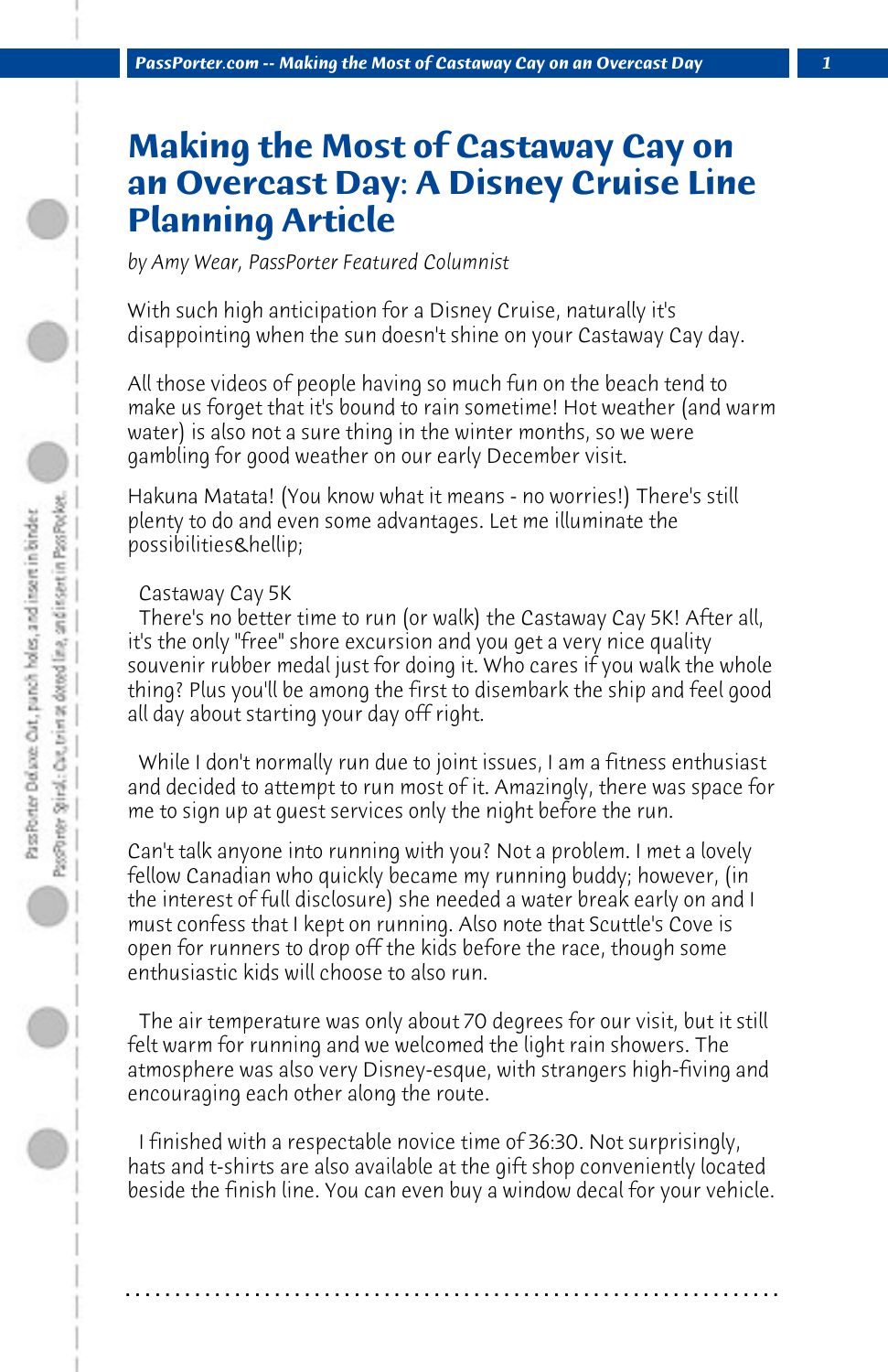# Making the Most of Castaway Cay on an Overcast Day: A Disney Cruise Line Planning Article

*by Amy Wear, PassPorter Featured Columnist*

With such high anticipation for a Disney Cruise, naturally it's disappointing when the sun doesn't shine on your Castaway Cay day.

All those videos of people having so much fun on the beach tend to make us forget that it's bound to rain sometime! Hot weather (and warm water) is also not a sure thing in the winter months, so we were gambling for good weather on our early December visit.

Hakuna Matata! (You know what it means - no worries!) There's still plenty to do and even some advantages. Let me illuminate the possibilities&hellip;

Castaway Cay 5K

There's no better time to run (or walk) the Castaway Cay 5K! After all, it's the only "free" shore excursion and you get a very nice quality souvenir rubber medal just for doing it. Who cares if you walk the whole thing? Plus you'll be among the first to disembark the ship and feel good all day about starting your day off right.

While I don't normally run due to joint issues, I am a fitness enthusiast and decided to attempt to run most of it. Amazingly, there was space for me to sign up at guest services only the night before the run.

Can't talk anyone into running with you? Not a problem. I met a lovely fellow Canadian who quickly became my running buddy; however, (in the interest of full disclosure) she needed a water break early on and I must confess that I kept on running. Also note that Scuttle's Cove is open for runners to drop off the kids before the race, though some enthusiastic kids will choose to also run.

The air temperature was only about 70 degrees for our visit, but it still felt warm for running and we welcomed the light rain showers. The atmosphere was also very Disney-esque, with strangers high-fiving and encouraging each other along the route.

I finished with a respectable novice time of 36:30. Not surprisingly, hats and t-shirts are also available at the gift shop conveniently located beside the finish line. You can even buy a window decal for your vehicle.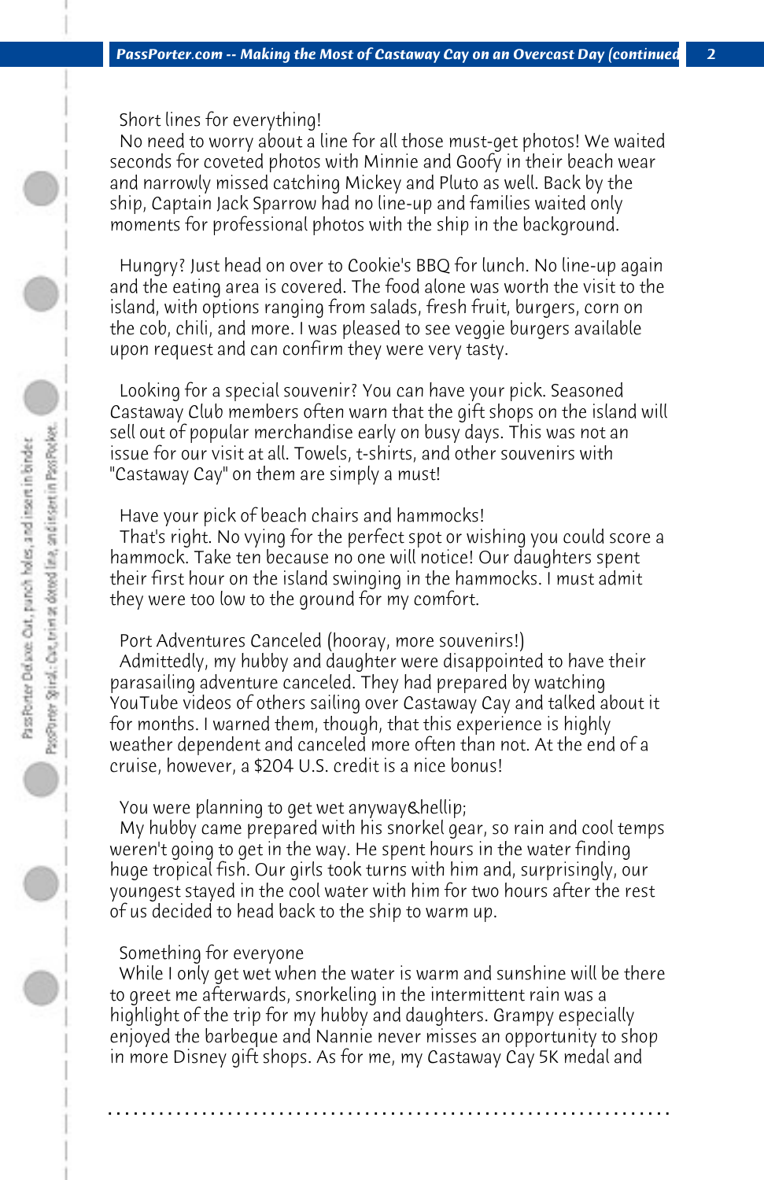Short lines for everything!

No need to worry about a line for all those must-get photos! We waited seconds for coveted photos with Minnie and Goofy in their beach wear and narrowly missed catching Mickey and Pluto as well. Back by the ship, Captain Jack Sparrow had no line-up and families waited only moments for professional photos with the ship in the background.

Hungry? Just head on over to Cookie's BBQ for lunch. No line-up again and the eating area is covered. The food alone was worth the visit to the island, with options ranging from salads, fresh fruit, burgers, corn on the cob, chili, and more. I was pleased to see veggie burgers available upon request and can confirm they were very tasty.

Looking for a special souvenir? You can have your pick. Seasoned Castaway Club members often warn that the gift shops on the island will sell out of popular merchandise early on busy days. This was not an issue for our visit at all. Towels, t-shirts, and other souvenirs with "Castaway Cay" on them are simply a must!

Have your pick of beach chairs and hammocks!

That's right. No vying for the perfect spot or wishing you could score a hammock. Take ten because no one will notice! Our daughters spent their first hour on the island swinging in the hammocks. I must admit they were too low to the ground for my comfort.

Port Adventures Canceled (hooray, more souvenirs!)

Admittedly, my hubby and daughter were disappointed to have their parasailing adventure canceled. They had prepared by watching YouTube videos of others sailing over Castaway Cay and talked about it for months. I warned them, though, that this experience is highly weather dependent and canceled more often than not. At the end of a cruise, however, a $204 U.S. credit is a nice bonus!

You were planning to get wet anyway&hellip;

My hubby came prepared with his snorkel gear, so rain and cool temps weren't going to get in the way. He spent hours in the water finding huge tropical fish. Our girls took turns with him and, surprisingly, our youngest stayed in the cool water with him for two hours after the rest of us decided to head back to the ship to warm up.

Something for everyone

While I only get wet when the water is warm and sunshine will be there to greet me afterwards, snorkeling in the intermittent rain was a highlight of the trip for my hubby and daughters. Grampy especially enjoyed the barbeque and Nannie never misses an opportunity to shop in more Disney gift shops. As for me, my Castaway Cay 5K medal and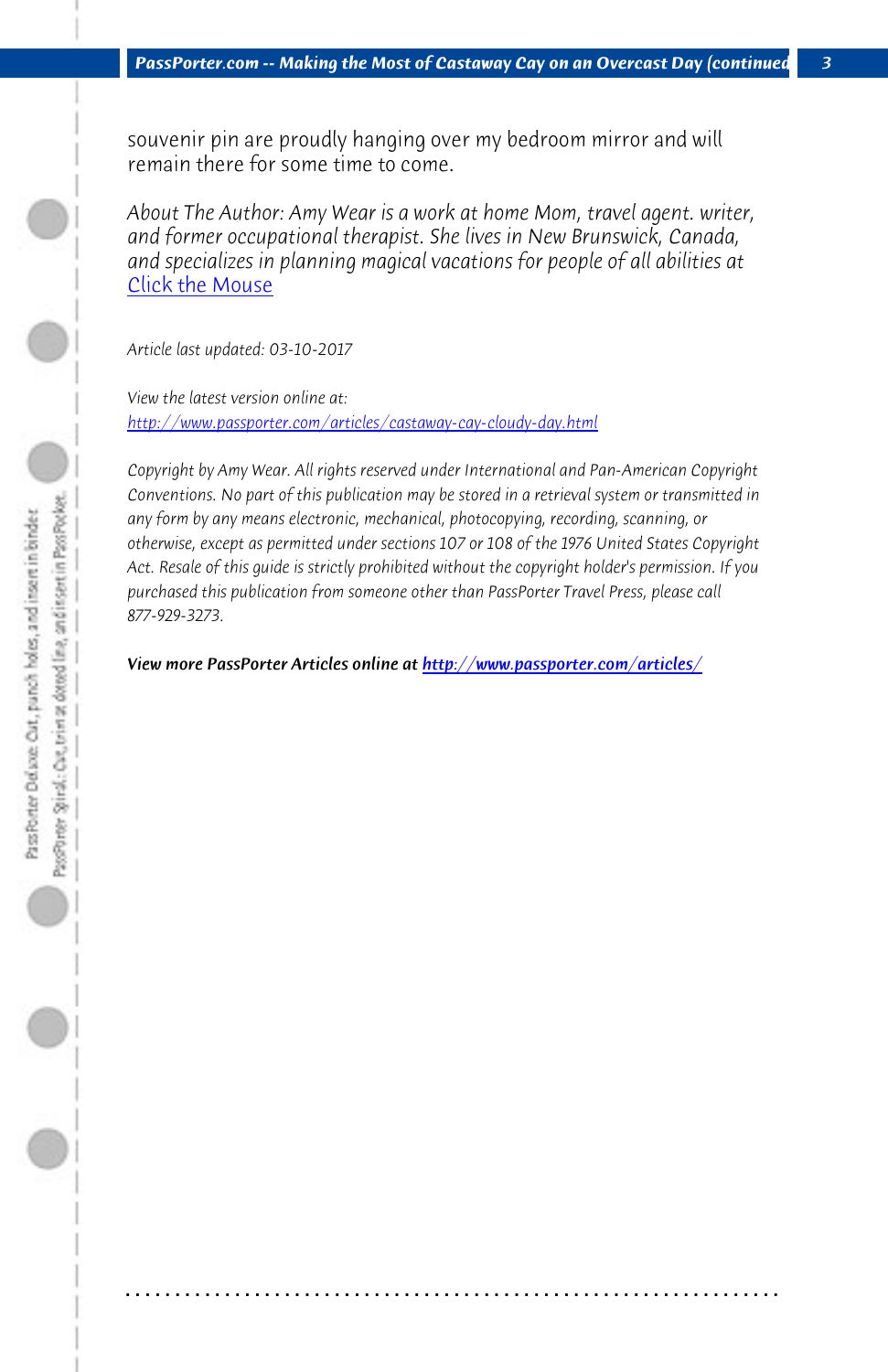souvenir pin are proudly hanging over my bedroom mirror and will remain there for some time to come.

*About The Author: Amy Wear is a work at home Mom, travel agent. writer, and former occupational therapist. She lives in New Brunswick, Canada, and specializes in planning magical vacations for people of all abilities at* [Click the Mouse]

*Article last updated: 03-10-2017*

*View the latest version online at:*
*http://www.passporter.com/articles/castaway-cay-cloudy-day.html*

*Copyright by Amy Wear. All rights reserved under International and Pan-American Copyright Conventions. No part of this publication may be stored in a retrieval system or transmitted in any form by any means electronic, mechanical, photocopying, recording, scanning, or otherwise, except as permitted under sections 107 or 108 of the 1976 United States Copyright Act. Resale of this guide is strictly prohibited without the copyright holder's permission. If you purchased this publication from someone other than PassPorter Travel Press, please call 877-929-3273.*

***View more PassPorter Articles online at http://www.passporter.com/articles/***